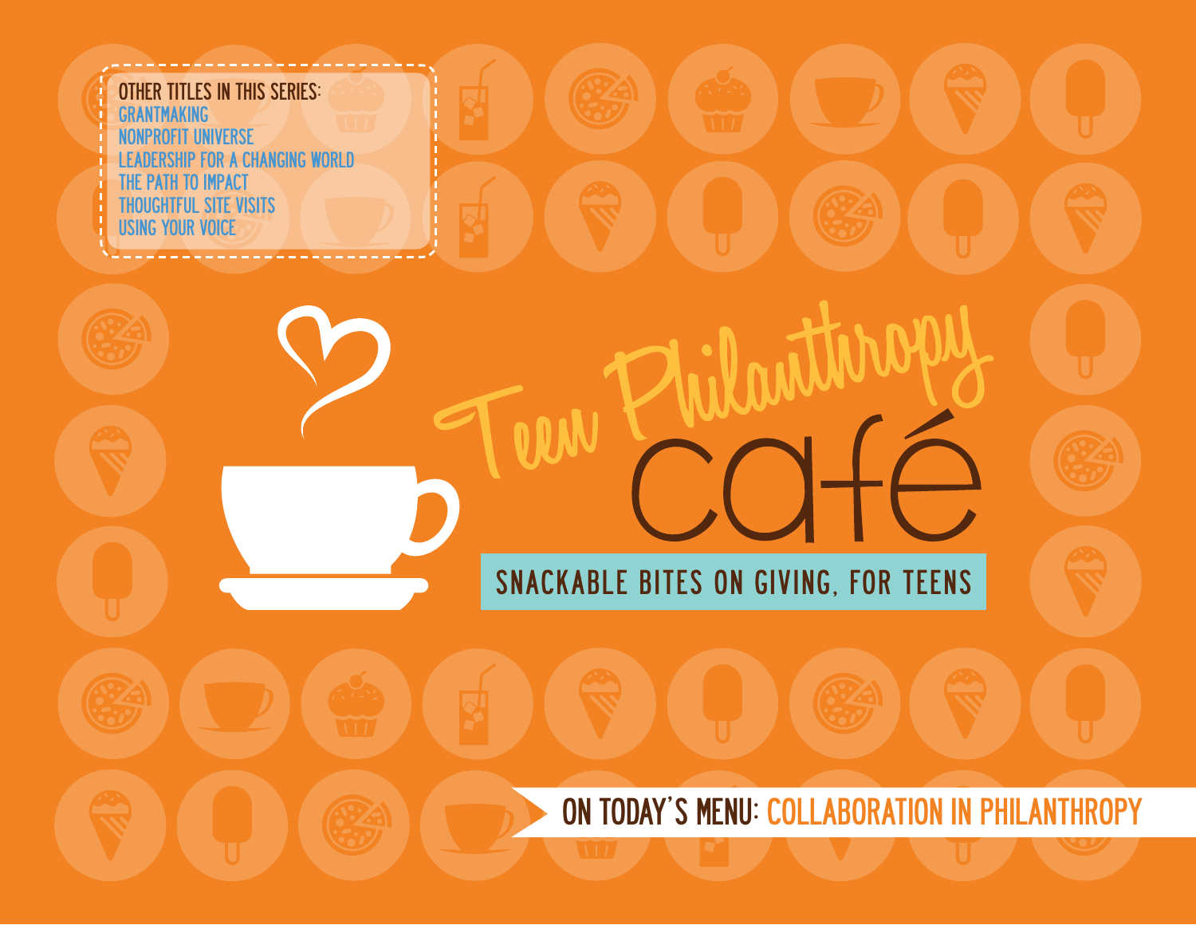OTHER TITLES IN THIS SERIES:

- GRANTMAKING
- NONPROFIT UNIVERSE
- LEADERSHIP FOR A CHANGING WORLD
- THE PATH TO IMPACT
- THOUGHTFUL SITE VISITS
- USING YOUR VOICE

# Teen Philanthropy café

## SNACKABLE BITES ON GIVING, FOR TEENS

**ON TODAY'S MENU:** COLLABORATION IN PHILANTHROPY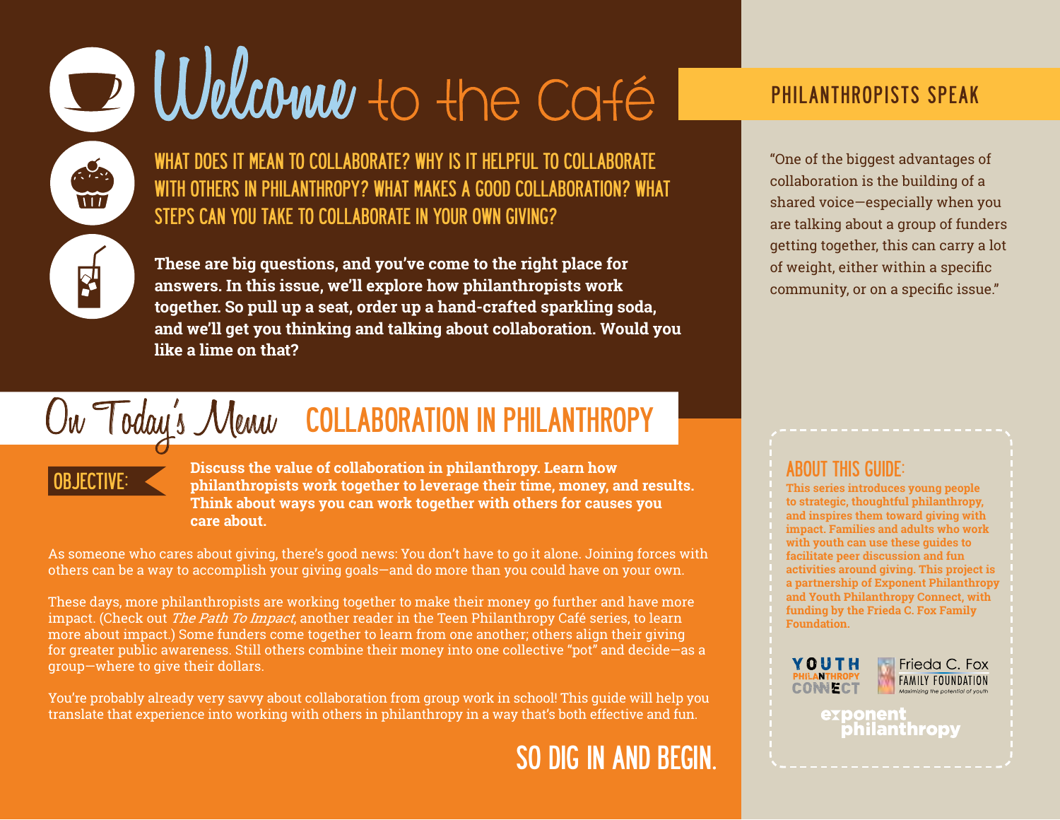# Welcome to the Café

## WHAT DOES IT MEAN TO COLLABORATE? WHY IS IT HELPFUL TO COLLABORATE WITH OTHERS IN PHILANTHROPY? WHAT MAKES A GOOD COLLABORATION? WHAT STEPS CAN YOU TAKE TO COLLABORATE IN YOUR OWN GIVING?

**These are big questions, and you've come to the right place for answers. In this issue, we'll explore how philanthropists work together. So pull up a seat, order up a hand-crafted sparkling soda, and we'll get you thinking and talking about collaboration. Would you like a lime on that?**

## On Today's Menu: COLLABORATION IN PHILANTHROPY

**OBJECTIVE:** **Discuss the value of collaboration in philanthropy. Learn how philanthropists work together to leverage their time, money, and results. Think about ways you can work together with others for causes you care about.**

As someone who cares about giving, there's good news: You don't have to go it alone. Joining forces with others can be a way to accomplish your giving goals—and do more than you could have on your own.

These days, more philanthropists are working together to make their money go further and have more impact. (Check out *The Path To Impact*, another reader in the Teen Philanthropy Café series, to learn more about impact.) Some funders come together to learn from one another; others align their giving for greater public awareness. Still others combine their money into one collective "pot" and decide—as a group—where to give their dollars.

You're probably already very savvy about collaboration from group work in school! This guide will help you translate that experience into working with others in philanthropy in a way that's both effective and fun.

## SO DIG IN AND BEGIN.

## PHILANTHROPISTS SPEAK

"One of the biggest advantages of collaboration is the building of a shared voice—especially when you are talking about a group of funders getting together, this can carry a lot of weight, either within a specific community, or on a specific issue."

## ABOUT THIS GUIDE:

**This series introduces young people to strategic, thoughtful philanthropy, and inspires them toward giving with impact. Families and adults who work with youth can use these guides to facilitate peer discussion and fun activities around giving. This project is a partnership of Exponent Philanthropy and Youth Philanthropy Connect, with funding by the Frieda C. Fox Family Foundation.**

YOUTH PHILANTHROPY CONNECT

Frieda C. Fox FAMILY FOUNDATION — Maximizing the potential of youth

exponent philanthropy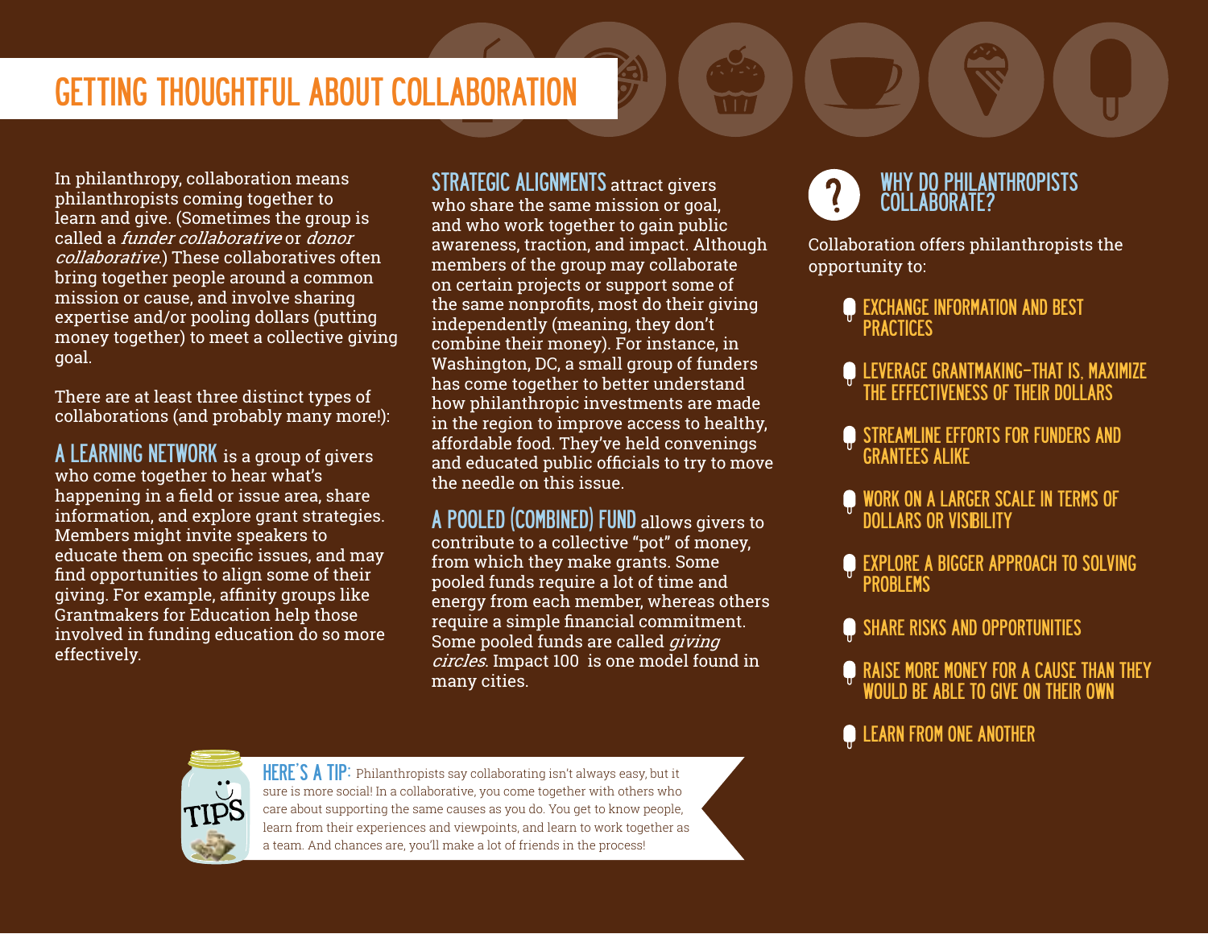# GETTING THOUGHTFUL ABOUT COLLABORATION

In philanthropy, collaboration means philanthropists coming together to learn and give. (Sometimes the group is called a *funder collaborative* or *donor collaborative*.) These collaboratives often bring together people around a common mission or cause, and involve sharing expertise and/or pooling dollars (putting money together) to meet a collective giving goal.

There are at least three distinct types of collaborations (and probably many more!):

**A LEARNING NETWORK** is a group of givers who come together to hear what's happening in a field or issue area, share information, and explore grant strategies. Members might invite speakers to educate them on specific issues, and may find opportunities to align some of their giving. For example, affinity groups like Grantmakers for Education help those involved in funding education do so more effectively.

**STRATEGIC ALIGNMENTS** attract givers who share the same mission or goal, and who work together to gain public awareness, traction, and impact. Although members of the group may collaborate on certain projects or support some of the same nonprofits, most do their giving independently (meaning, they don't combine their money). For instance, in Washington, DC, a small group of funders has come together to better understand how philanthropic investments are made in the region to improve access to healthy, affordable food. They've held convenings and educated public officials to try to move the needle on this issue.

**A POOLED (COMBINED) FUND** allows givers to contribute to a collective "pot" of money, from which they make grants. Some pooled funds require a lot of time and energy from each member, whereas others require a simple financial commitment. Some pooled funds are called *giving circles*. Impact 100 is one model found in many cities.

## WHY DO PHILANTHROPISTS COLLABORATE?

Collaboration offers philanthropists the opportunity to:

- EXCHANGE INFORMATION AND BEST PRACTICES
- LEVERAGE GRANTMAKING—THAT IS, MAXIMIZE THE EFFECTIVENESS OF THEIR DOLLARS
- STREAMLINE EFFORTS FOR FUNDERS AND GRANTEES ALIKE
- WORK ON A LARGER SCALE IN TERMS OF DOLLARS OR VISIBILITY
- EXPLORE A BIGGER APPROACH TO SOLVING PROBLEMS
- SHARE RISKS AND OPPORTUNITIES
- RAISE MORE MONEY FOR A CAUSE THAN THEY WOULD BE ABLE TO GIVE ON THEIR OWN
- LEARN FROM ONE ANOTHER

**HERE'S A TIP:** Philanthropists say collaborating isn't always easy, but it sure is more social! In a collaborative, you come together with others who care about supporting the same causes as you do. You get to know people, learn from their experiences and viewpoints, and learn to work together as a team. And chances are, you'll make a lot of friends in the process!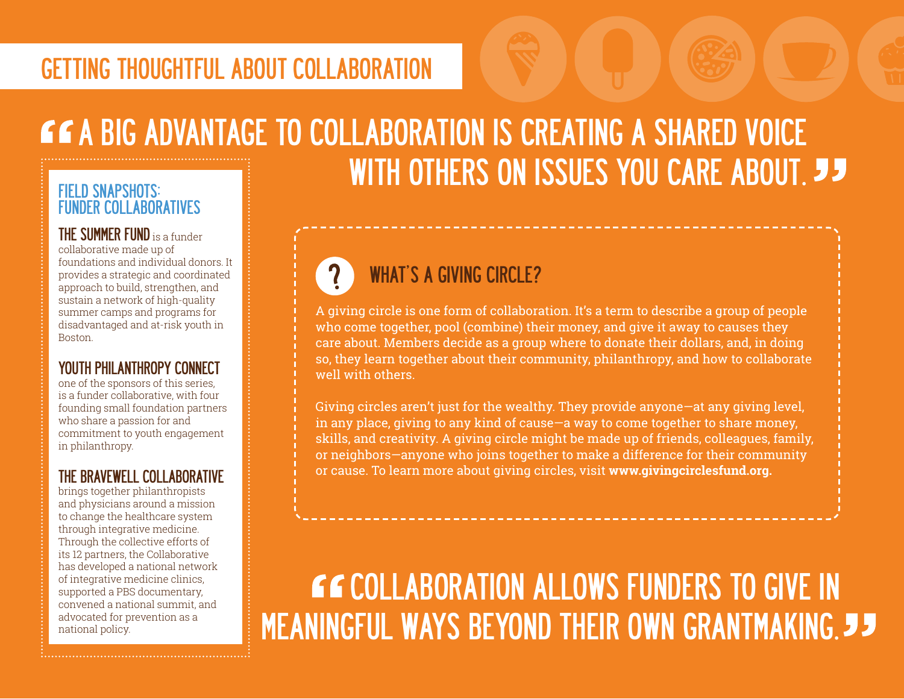# GETTING THOUGHTFUL ABOUT COLLABORATION

> "A BIG ADVANTAGE TO COLLABORATION IS CREATING A SHARED VOICE WITH OTHERS ON ISSUES YOU CARE ABOUT."

## FIELD SNAPSHOTS: FUNDER COLLABORATIVES

**THE SUMMER FUND** is a funder collaborative made up of foundations and individual donors. It provides a strategic and coordinated approach to build, strengthen, and sustain a network of high-quality summer camps and programs for disadvantaged and at-risk youth in Boston.

**YOUTH PHILANTHROPY CONNECT** one of the sponsors of this series, is a funder collaborative, with four founding small foundation partners who share a passion for and commitment to youth engagement in philanthropy.

**THE BRAVEWELL COLLABORATIVE** brings together philanthropists and physicians around a mission to change the healthcare system through integrative medicine. Through the collective efforts of its 12 partners, the Collaborative has developed a national network of integrative medicine clinics, supported a PBS documentary, convened a national summit, and advocated for prevention as a national policy.

## WHAT'S A GIVING CIRCLE?

A giving circle is one form of collaboration. It's a term to describe a group of people who come together, pool (combine) their money, and give it away to causes they care about. Members decide as a group where to donate their dollars, and, in doing so, they learn together about their community, philanthropy, and how to collaborate well with others.

Giving circles aren't just for the wealthy. They provide anyone—at any giving level, in any place, giving to any kind of cause—a way to come together to share money, skills, and creativity. A giving circle might be made up of friends, colleagues, family, or neighbors—anyone who joins together to make a difference for their community or cause. To learn more about giving circles, visit **www.givingcirclesfund.org.**

> "COLLABORATION ALLOWS FUNDERS TO GIVE IN MEANINGFUL WAYS BEYOND THEIR OWN GRANTMAKING."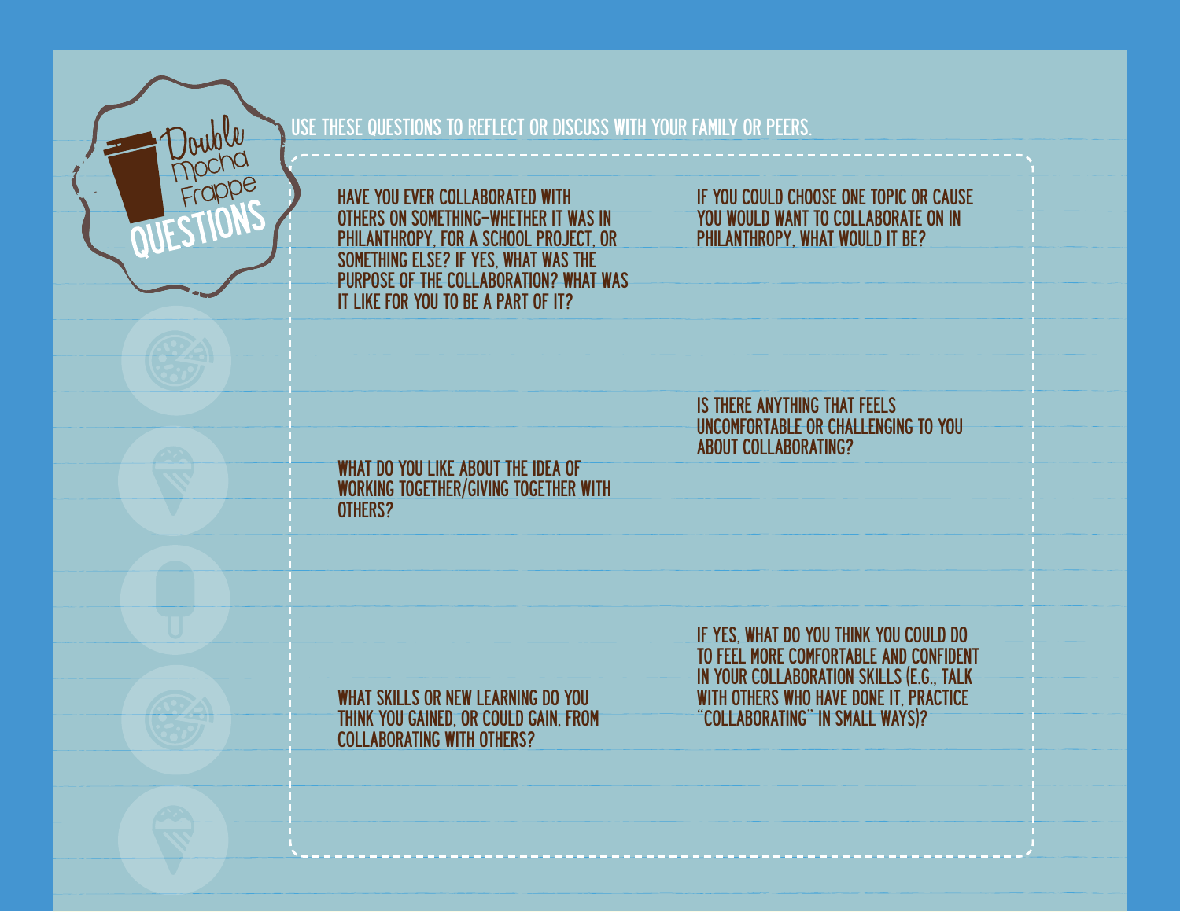# Double Mocha Frappe QUESTIONS

USE THESE QUESTIONS TO REFLECT OR DISCUSS WITH YOUR FAMILY OR PEERS.

HAVE YOU EVER COLLABORATED WITH OTHERS ON SOMETHING—WHETHER IT WAS IN PHILANTHROPY, FOR A SCHOOL PROJECT, OR SOMETHING ELSE? IF YES, WHAT WAS THE PURPOSE OF THE COLLABORATION? WHAT WAS IT LIKE FOR YOU TO BE A PART OF IT?

WHAT DO YOU LIKE ABOUT THE IDEA OF WORKING TOGETHER/GIVING TOGETHER WITH OTHERS?

WHAT SKILLS OR NEW LEARNING DO YOU THINK YOU GAINED, OR COULD GAIN, FROM COLLABORATING WITH OTHERS?

IF YOU COULD CHOOSE ONE TOPIC OR CAUSE YOU WOULD WANT TO COLLABORATE ON IN PHILANTHROPY, WHAT WOULD IT BE?

IS THERE ANYTHING THAT FEELS UNCOMFORTABLE OR CHALLENGING TO YOU ABOUT COLLABORATING?

IF YES, WHAT DO YOU THINK YOU COULD DO TO FEEL MORE COMFORTABLE AND CONFIDENT IN YOUR COLLABORATION SKILLS (E.G., TALK WITH OTHERS WHO HAVE DONE IT, PRACTICE "COLLABORATING" IN SMALL WAYS)?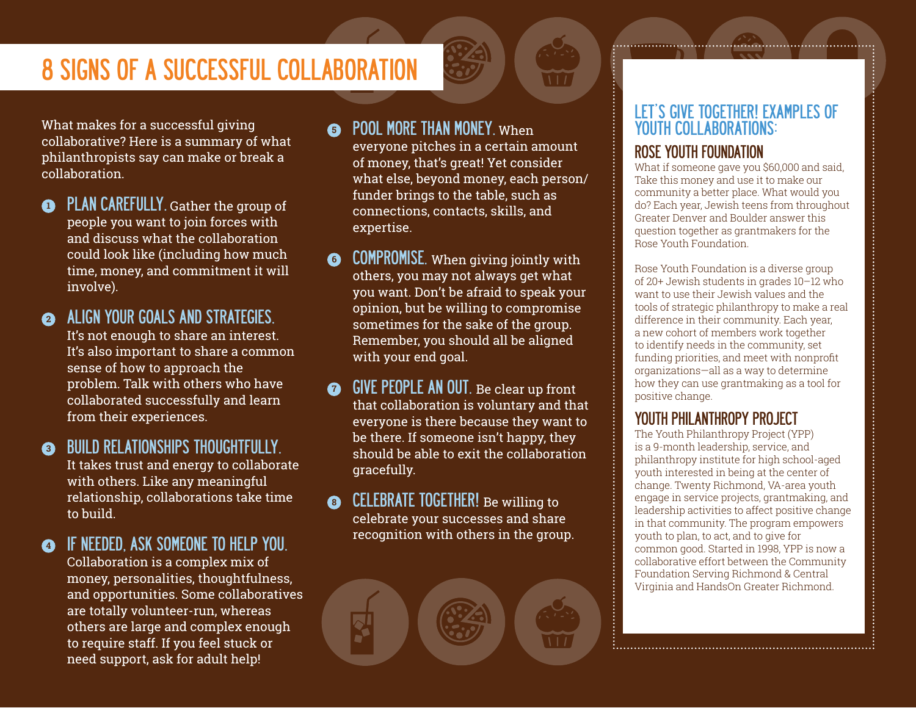# 8 SIGNS OF A SUCCESSFUL COLLABORATION

What makes for a successful giving collaborative? Here is a summary of what philanthropists say can make or break a collaboration.

1. **PLAN CAREFULLY.** Gather the group of people you want to join forces with and discuss what the collaboration could look like (including how much time, money, and commitment it will involve).

2. **ALIGN YOUR GOALS AND STRATEGIES.** It's not enough to share an interest. It's also important to share a common sense of how to approach the problem. Talk with others who have collaborated successfully and learn from their experiences.

3. **BUILD RELATIONSHIPS THOUGHTFULLY.** It takes trust and energy to collaborate with others. Like any meaningful relationship, collaborations take time to build.

4. **IF NEEDED, ASK SOMEONE TO HELP YOU.** Collaboration is a complex mix of money, personalities, thoughtfulness, and opportunities. Some collaboratives are totally volunteer-run, whereas others are large and complex enough to require staff. If you feel stuck or need support, ask for adult help!

5. **POOL MORE THAN MONEY.** When everyone pitches in a certain amount of money, that's great! Yet consider what else, beyond money, each person/funder brings to the table, such as connections, contacts, skills, and expertise.

6. **COMPROMISE.** When giving jointly with others, you may not always get what you want. Don't be afraid to speak your opinion, but be willing to compromise sometimes for the sake of the group. Remember, you should all be aligned with your end goal.

7. **GIVE PEOPLE AN OUT.** Be clear up front that collaboration is voluntary and that everyone is there because they want to be there. If someone isn't happy, they should be able to exit the collaboration gracefully.

8. **CELEBRATE TOGETHER!** Be willing to celebrate your successes and share recognition with others in the group.

## LET'S GIVE TOGETHER! EXAMPLES OF YOUTH COLLABORATIONS:

### ROSE YOUTH FOUNDATION

What if someone gave you $60,000 and said, Take this money and use it to make our community a better place. What would you do? Each year, Jewish teens from throughout Greater Denver and Boulder answer this question together as grantmakers for the Rose Youth Foundation.

Rose Youth Foundation is a diverse group of 20+ Jewish students in grades 10–12 who want to use their Jewish values and the tools of strategic philanthropy to make a real difference in their community. Each year, a new cohort of members work together to identify needs in the community, set funding priorities, and meet with nonprofit organizations—all as a way to determine how they can use grantmaking as a tool for positive change.

### YOUTH PHILANTHROPY PROJECT

The Youth Philanthropy Project (YPP) is a 9-month leadership, service, and philanthropy institute for high school-aged youth interested in being at the center of change. Twenty Richmond, VA-area youth engage in service projects, grantmaking, and leadership activities to affect positive change in that community. The program empowers youth to plan, to act, and to give for common good. Started in 1998, YPP is now a collaborative effort between the Community Foundation Serving Richmond & Central Virginia and HandsOn Greater Richmond.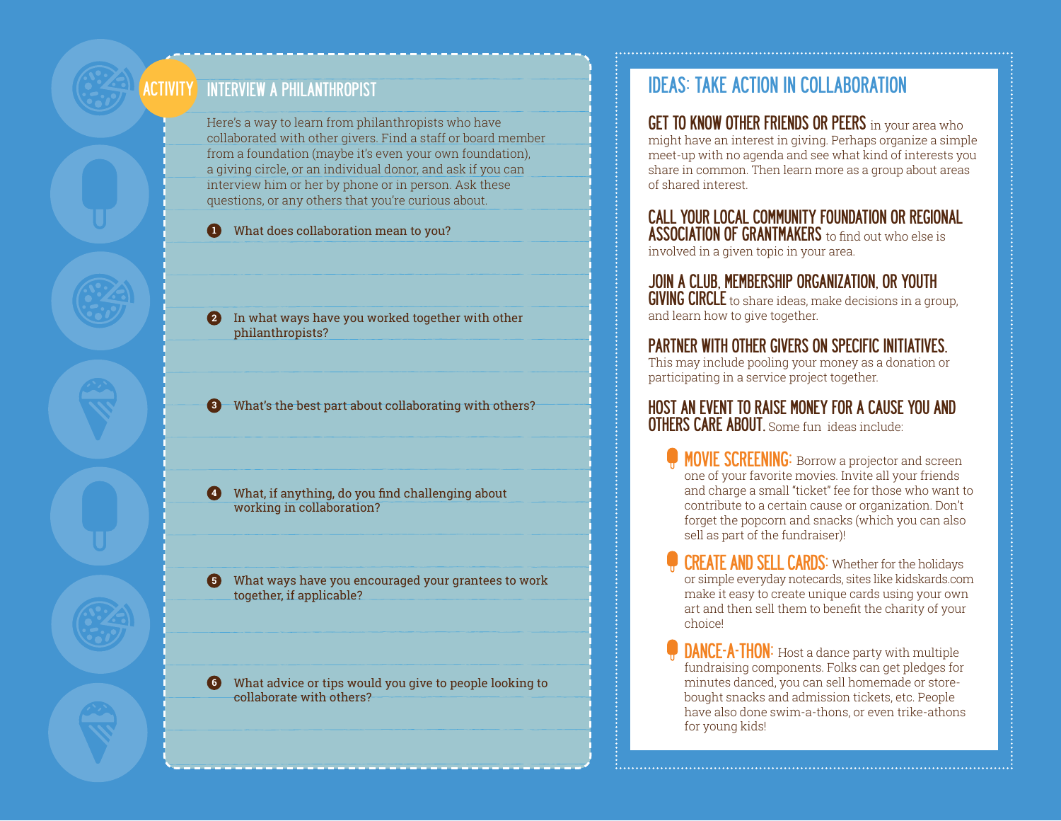## ACTIVITY: INTERVIEW A PHILANTHROPIST

Here's a way to learn from philanthropists who have collaborated with other givers. Find a staff or board member from a foundation (maybe it's even your own foundation), a giving circle, or an individual donor, and ask if you can interview him or her by phone or in person. Ask these questions, or any others that you're curious about.

1. What does collaboration mean to you?

2. In what ways have you worked together with other philanthropists?

3. What's the best part about collaborating with others?

4. What, if anything, do you find challenging about working in collaboration?

5. What ways have you encouraged your grantees to work together, if applicable?

6. What advice or tips would you give to people looking to collaborate with others?

## IDEAS: TAKE ACTION IN COLLABORATION

**GET TO KNOW OTHER FRIENDS OR PEERS** in your area who might have an interest in giving. Perhaps organize a simple meet-up with no agenda and see what kind of interests you share in common. Then learn more as a group about areas of shared interest.

**CALL YOUR LOCAL COMMUNITY FOUNDATION OR REGIONAL ASSOCIATION OF GRANTMAKERS** to find out who else is involved in a given topic in your area.

**JOIN A CLUB, MEMBERSHIP ORGANIZATION, OR YOUTH GIVING CIRCLE** to share ideas, make decisions in a group, and learn how to give together.

**PARTNER WITH OTHER GIVERS ON SPECIFIC INITIATIVES.** This may include pooling your money as a donation or participating in a service project together.

**HOST AN EVENT TO RAISE MONEY FOR A CAUSE YOU AND OTHERS CARE ABOUT.** Some fun ideas include:

- **MOVIE SCREENING:** Borrow a projector and screen one of your favorite movies. Invite all your friends and charge a small "ticket" fee for those who want to contribute to a certain cause or organization. Don't forget the popcorn and snacks (which you can also sell as part of the fundraiser)!
- **CREATE AND SELL CARDS:** Whether for the holidays or simple everyday notecards, sites like kidskards.com make it easy to create unique cards using your own art and then sell them to benefit the charity of your choice!
- **DANCE-A-THON:** Host a dance party with multiple fundraising components. Folks can get pledges for minutes danced, you can sell homemade or store-bought snacks and admission tickets, etc. People have also done swim-a-thons, or even trike-athons for young kids!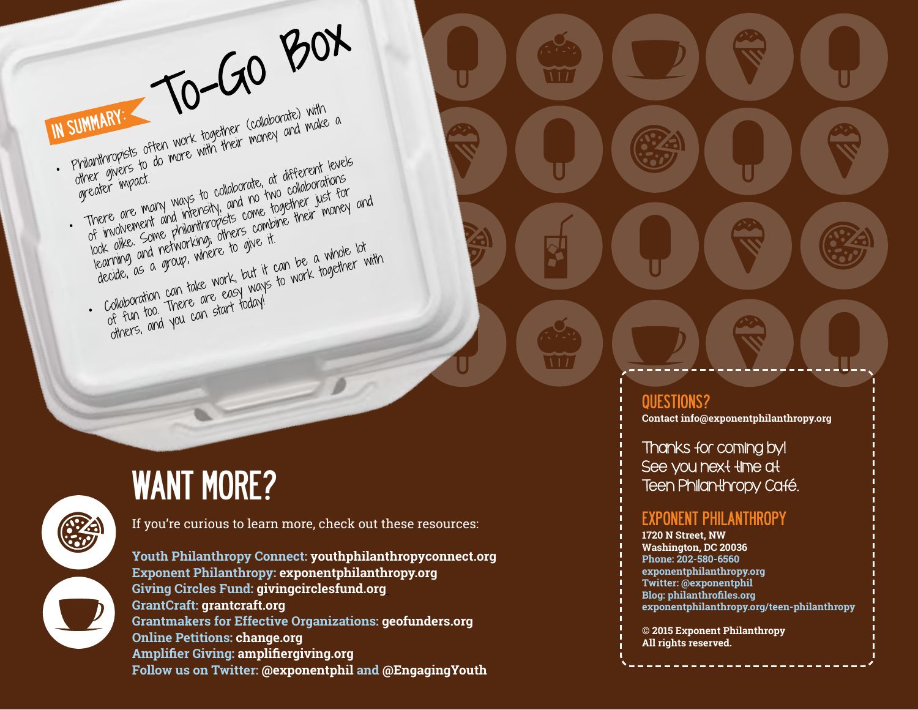## IN SUMMARY: To-Go Box

- Philanthropists often work together (collaborate) with other givers to do more with their money and make a greater impact.
- There are many ways to collaborate, at different levels of involvement and intensity, and no two collaborations look alike. Some philanthropists come together just for learning and networking; others combine their money and decide, as a group, where to give it.
- Collaboration can take work, but it can be a whole lot of fun too. There are easy ways to work together with others, and you can start today!

## WANT MORE?

If you're curious to learn more, check out these resources:

**Youth Philanthropy Connect:** youthphilanthropyconnect.org
**Exponent Philanthropy:** exponentphilanthropy.org
**Giving Circles Fund:** givingcirclesfund.org
**GrantCraft:** grantcraft.org
**Grantmakers for Effective Organizations:** geofunders.org
**Online Petitions:** change.org
**Amplifier Giving:** amplifiergiving.org
**Follow us on Twitter:** @exponentphil and @EngagingYouth

### QUESTIONS?

Contact info@exponentphilanthropy.org

Thanks for coming by! See you next time at Teen Philanthropy Café.

### EXPONENT PHILANTHROPY

1720 N Street, NW
Washington, DC 20036
Phone: 202-580-6560
exponentphilanthropy.org
Twitter: @exponentphil
Blog: philanthrofiles.org
exponentphilanthropy.org/teen-philanthropy

© 2015 Exponent Philanthropy
All rights reserved.